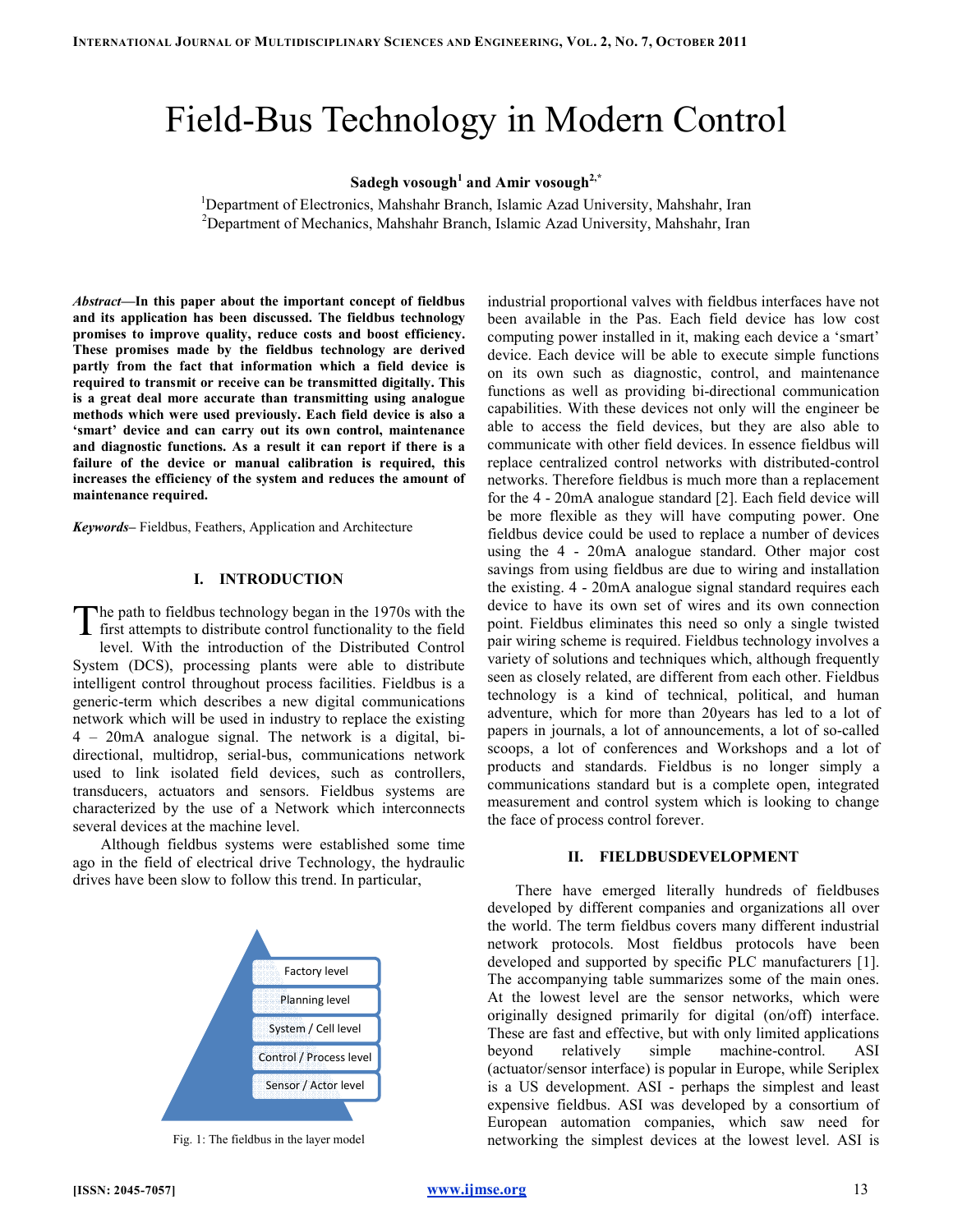# Field-Bus Technology in Modern Control

**Sadegh vosough[1] and Amir vosough[2,*]**

[1]Department of Electronics, Mahshahr Branch, Islamic Azad University, Mahshahr, Iran
[2]Department of Mechanics, Mahshahr Branch, Islamic Azad University, Mahshahr, Iran

***Abstract*—In this paper about the important concept of fieldbus and its application has been discussed. The fieldbus technology promises to improve quality, reduce costs and boost efficiency. These promises made by the fieldbus technology are derived partly from the fact that information which a field device is required to transmit or receive can be transmitted digitally. This is a great deal more accurate than transmitting using analogue methods which were used previously. Each field device is also a 'smart' device and can carry out its own control, maintenance and diagnostic functions. As a result it can report if there is a failure of the device or manual calibration is required, this increases the efficiency of the system and reduces the amount of maintenance required.**

***Keywords*–** Fieldbus, Feathers, Application and Architecture

## I. INTRODUCTION

The path to fieldbus technology began in the 1970s with the first attempts to distribute control functionality to the field level. With the introduction of the Distributed Control System (DCS), processing plants were able to distribute intelligent control throughout process facilities. Fieldbus is a generic-term which describes a new digital communications network which will be used in industry to replace the existing 4 – 20mA analogue signal. The network is a digital, bi-directional, multidrop, serial-bus, communications network used to link isolated field devices, such as controllers, transducers, actuators and sensors. Fieldbus systems are characterized by the use of a Network which interconnects several devices at the machine level.

Although fieldbus systems were established some time ago in the field of electrical drive Technology, the hydraulic drives have been slow to follow this trend. In particular,

| Factory level |
| --- |
| Planning level |
| System / Cell level |
| Control / Process level |
| Sensor / Actor level |

Fig. 1: The fieldbus in the layer model

industrial proportional valves with fieldbus interfaces have not been available in the Pas. Each field device has low cost computing power installed in it, making each device a 'smart' device. Each device will be able to execute simple functions on its own such as diagnostic, control, and maintenance functions as well as providing bi-directional communication capabilities. With these devices not only will the engineer be able to access the field devices, but they are also able to communicate with other field devices. In essence fieldbus will replace centralized control networks with distributed-control networks. Therefore fieldbus is much more than a replacement for the 4 - 20mA analogue standard [2]. Each field device will be more flexible as they will have computing power. One fieldbus device could be used to replace a number of devices using the 4 - 20mA analogue standard. Other major cost savings from using fieldbus are due to wiring and installation the existing. 4 - 20mA analogue signal standard requires each device to have its own set of wires and its own connection point. Fieldbus eliminates this need so only a single twisted pair wiring scheme is required. Fieldbus technology involves a variety of solutions and techniques which, although frequently seen as closely related, are different from each other. Fieldbus technology is a kind of technical, political, and human adventure, which for more than 20years has led to a lot of papers in journals, a lot of announcements, a lot of so-called scoops, a lot of conferences and Workshops and a lot of products and standards. Fieldbus is no longer simply a communications standard but is a complete open, integrated measurement and control system which is looking to change the face of process control forever.

## II. FIELDBUSDEVELOPMENT

There have emerged literally hundreds of fieldbuses developed by different companies and organizations all over the world. The term fieldbus covers many different industrial network protocols. Most fieldbus protocols have been developed and supported by specific PLC manufacturers [1]. The accompanying table summarizes some of the main ones. At the lowest level are the sensor networks, which were originally designed primarily for digital (on/off) interface. These are fast and effective, but with only limited applications beyond relatively simple machine-control. ASI (actuator/sensor interface) is popular in Europe, while Seriplex is a US development. ASI - perhaps the simplest and least expensive fieldbus. ASI was developed by a consortium of European automation companies, which saw need for networking the simplest devices at the lowest level. ASI is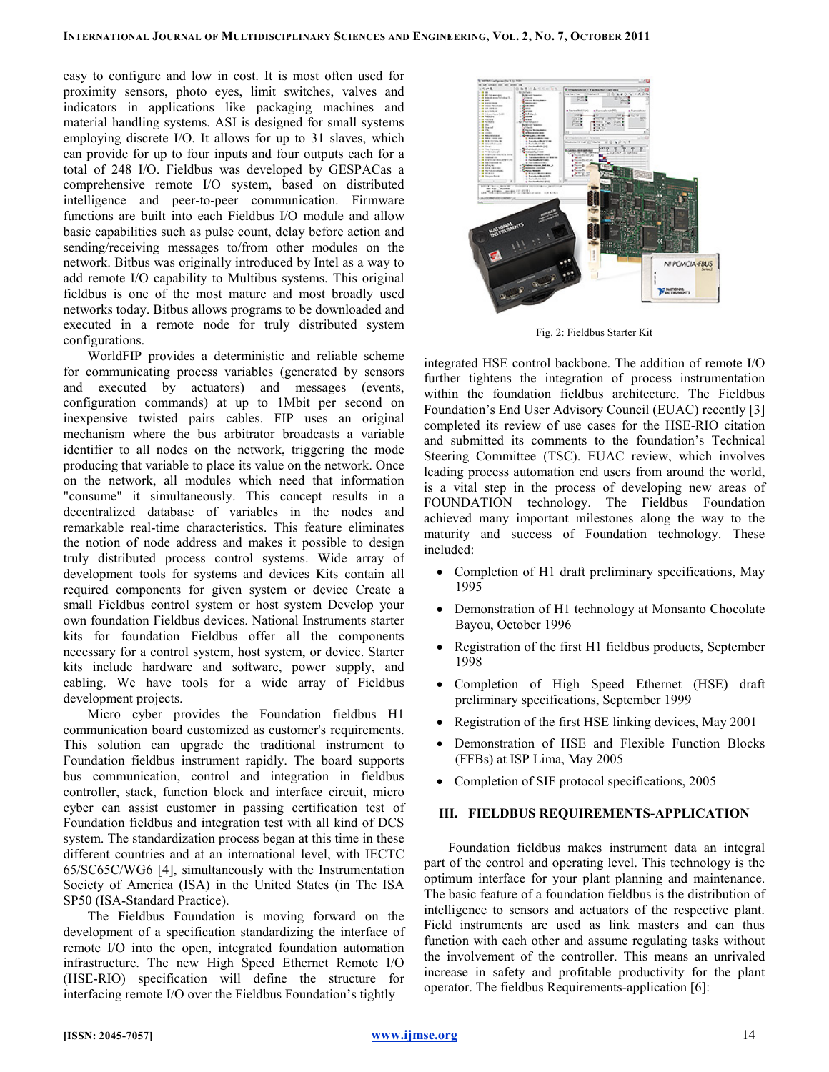easy to configure and low in cost. It is most often used for proximity sensors, photo eyes, limit switches, valves and indicators in applications like packaging machines and material handling systems. ASI is designed for small systems employing discrete I/O. It allows for up to 31 slaves, which can provide for up to four inputs and four outputs each for a total of 248 I/O. Fieldbus was developed by GESPACas a comprehensive remote I/O system, based on distributed intelligence and peer-to-peer communication. Firmware functions are built into each Fieldbus I/O module and allow basic capabilities such as pulse count, delay before action and sending/receiving messages to/from other modules on the network. Bitbus was originally introduced by Intel as a way to add remote I/O capability to Multibus systems. This original fieldbus is one of the most mature and most broadly used networks today. Bitbus allows programs to be downloaded and executed in a remote node for truly distributed system configurations.

WorldFIP provides a deterministic and reliable scheme for communicating process variables (generated by sensors and executed by actuators) and messages (events, configuration commands) at up to 1Mbit per second on inexpensive twisted pairs cables. FIP uses an original mechanism where the bus arbitrator broadcasts a variable identifier to all nodes on the network, triggering the mode producing that variable to place its value on the network. Once on the network, all modules which need that information "consume" it simultaneously. This concept results in a decentralized database of variables in the nodes and remarkable real-time characteristics. This feature eliminates the notion of node address and makes it possible to design truly distributed process control systems. Wide array of development tools for systems and devices Kits contain all required components for given system or device Create a small Fieldbus control system or host system Develop your own foundation Fieldbus devices. National Instruments starter kits for foundation Fieldbus offer all the components necessary for a control system, host system, or device. Starter kits include hardware and software, power supply, and cabling. We have tools for a wide array of Fieldbus development projects.

Micro cyber provides the Foundation fieldbus H1 communication board customized as customer's requirements. This solution can upgrade the traditional instrument to Foundation fieldbus instrument rapidly. The board supports bus communication, control and integration in fieldbus controller, stack, function block and interface circuit, micro cyber can assist customer in passing certification test of Foundation fieldbus and integration test with all kind of DCS system. The standardization process began at this time in these different countries and at an international level, with IECTC 65/SC65C/WG6 [4], simultaneously with the Instrumentation Society of America (ISA) in the United States (in The ISA SP50 (ISA-Standard Practice).

The Fieldbus Foundation is moving forward on the development of a specification standardizing the interface of remote I/O into the open, integrated foundation automation infrastructure. The new High Speed Ethernet Remote I/O (HSE-RIO) specification will define the structure for interfacing remote I/O over the Fieldbus Foundation's tightly integrated HSE control backbone. The addition of remote I/O further tightens the integration of process instrumentation within the foundation fieldbus architecture. The Fieldbus Foundation's End User Advisory Council (EUAC) recently [3] completed its review of use cases for the HSE-RIO citation and submitted its comments to the foundation's Technical Steering Committee (TSC). EUAC review, which involves leading process automation end users from around the world, is a vital step in the process of developing new areas of FOUNDATION technology. The Fieldbus Foundation achieved many important milestones along the way to the maturity and success of Foundation technology. These included:

Fig. 2: Fieldbus Starter Kit

- Completion of H1 draft preliminary specifications, May 1995
- Demonstration of H1 technology at Monsanto Chocolate Bayou, October 1996
- Registration of the first H1 fieldbus products, September 1998
- Completion of High Speed Ethernet (HSE) draft preliminary specifications, September 1999
- Registration of the first HSE linking devices, May 2001
- Demonstration of HSE and Flexible Function Blocks (FFBs) at ISP Lima, May 2005
- Completion of SIF protocol specifications, 2005

## III. FIELDBUS REQUIREMENTS-APPLICATION

Foundation fieldbus makes instrument data an integral part of the control and operating level. This technology is the optimum interface for your plant planning and maintenance. The basic feature of a foundation fieldbus is the distribution of intelligence to sensors and actuators of the respective plant. Field instruments are used as link masters and can thus function with each other and assume regulating tasks without the involvement of the controller. This means an unrivaled increase in safety and profitable productivity for the plant operator. The fieldbus Requirements-application [6]: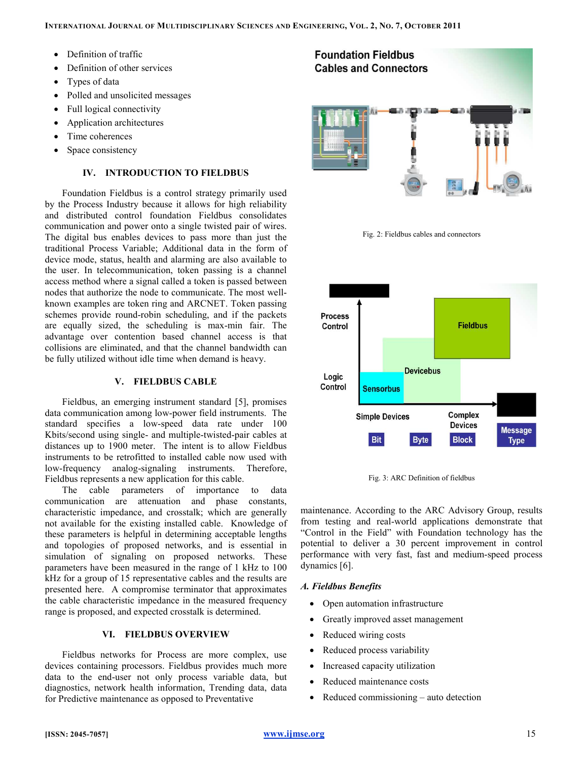- Definition of traffic
- Definition of other services
- Types of data
- Polled and unsolicited messages
- Full logical connectivity
- Application architectures
- Time coherences
- Space consistency

## IV. INTRODUCTION TO FIELDBUS

Foundation Fieldbus is a control strategy primarily used by the Process Industry because it allows for high reliability and distributed control foundation Fieldbus consolidates communication and power onto a single twisted pair of wires. The digital bus enables devices to pass more than just the traditional Process Variable; Additional data in the form of device mode, status, health and alarming are also available to the user. In telecommunication, token passing is a channel access method where a signal called a token is passed between nodes that authorize the node to communicate. The most well-known examples are token ring and ARCNET. Token passing schemes provide round-robin scheduling, and if the packets are equally sized, the scheduling is max-min fair. The advantage over contention based channel access is that collisions are eliminated, and that the channel bandwidth can be fully utilized without idle time when demand is heavy.

## V. FIELDBUS CABLE

Fieldbus, an emerging instrument standard [5], promises data communication among low-power field instruments. The standard specifies a low-speed data rate under 100 Kbits/second using single- and multiple-twisted-pair cables at distances up to 1900 meter. The intent is to allow Fieldbus instruments to be retrofitted to installed cable now used with low-frequency analog-signaling instruments. Therefore, Fieldbus represents a new application for this cable.

The cable parameters of importance to data communication are attenuation and phase constants, characteristic impedance, and crosstalk; which are generally not available for the existing installed cable. Knowledge of these parameters is helpful in determining acceptable lengths and topologies of proposed networks, and is essential in simulation of signaling on proposed networks. These parameters have been measured in the range of 1 kHz to 100 kHz for a group of 15 representative cables and the results are presented here. A compromise terminator that approximates the cable characteristic impedance in the measured frequency range is proposed, and expected crosstalk is determined.

## VI. FIELDBUS OVERVIEW

Fieldbus networks for Process are more complex, use devices containing processors. Fieldbus provides much more data to the end-user not only process variable data, but diagnostics, network health information, Trending data, data for Predictive maintenance as opposed to Preventative maintenance. According to the ARC Advisory Group, results from testing and real-world applications demonstrate that "Control in the Field" with Foundation technology has the potential to deliver a 30 percent improvement in control performance with very fast, fast and medium-speed process dynamics [6].

Fig. 2: Fieldbus cables and connectors

Fig. 3: ARC Definition of fieldbus

### A. Fieldbus Benefits

- Open automation infrastructure
- Greatly improved asset management
- Reduced wiring costs
- Reduced process variability
- Increased capacity utilization
- Reduced maintenance costs
- Reduced commissioning – auto detection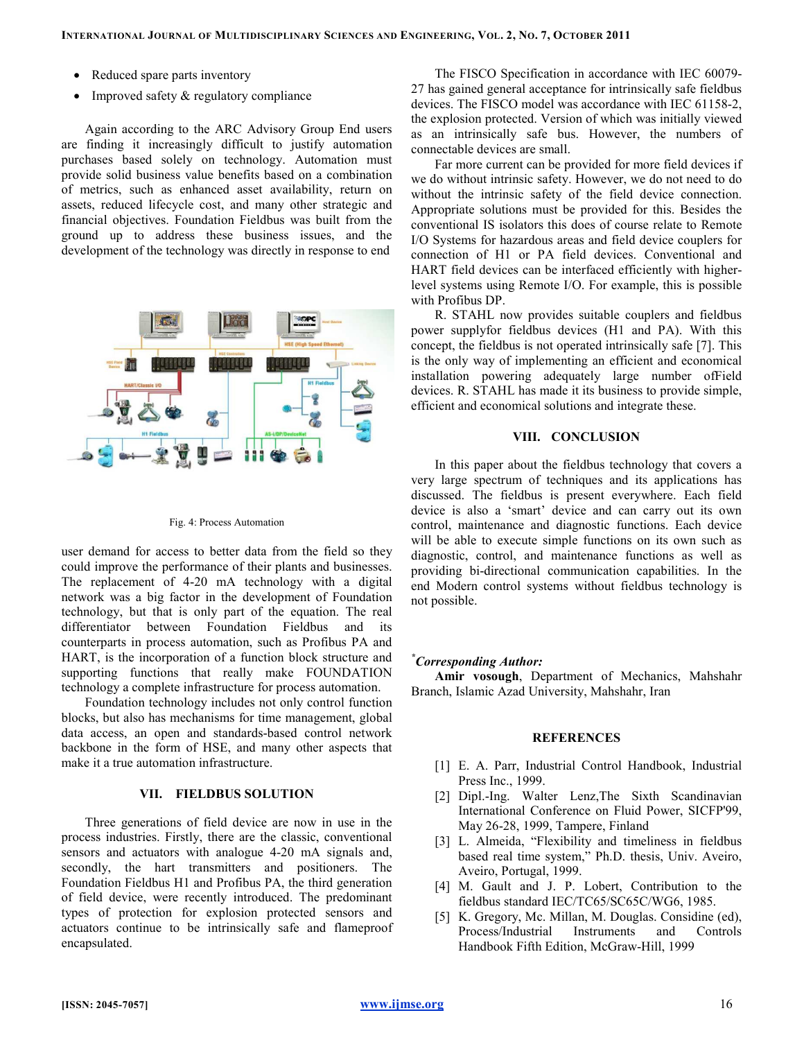- Reduced spare parts inventory
- Improved safety & regulatory compliance

Again according to the ARC Advisory Group End users are finding it increasingly difficult to justify automation purchases based solely on technology. Automation must provide solid business value benefits based on a combination of metrics, such as enhanced asset availability, return on assets, reduced lifecycle cost, and many other strategic and financial objectives. Foundation Fieldbus was built from the ground up to address these business issues, and the development of the technology was directly in response to end user demand for access to better data from the field so they could improve the performance of their plants and businesses. The replacement of 4-20 mA technology with a digital network was a big factor in the development of Foundation technology, but that is only part of the equation. The real differentiator between Foundation Fieldbus and its counterparts in process automation, such as Profibus PA and HART, is the incorporation of a function block structure and supporting functions that really make FOUNDATION technology a complete infrastructure for process automation.

Fig. 4: Process Automation

Foundation technology includes not only control function blocks, but also has mechanisms for time management, global data access, an open and standards-based control network backbone in the form of HSE, and many other aspects that make it a true automation infrastructure.

## VII. FIELDBUS SOLUTION

Three generations of field device are now in use in the process industries. Firstly, there are the classic, conventional sensors and actuators with analogue 4-20 mA signals and, secondly, the hart transmitters and positioners. The Foundation Fieldbus H1 and Profibus PA, the third generation of field device, were recently introduced. The predominant types of protection for explosion protected sensors and actuators continue to be intrinsically safe and flameproof encapsulated.

The FISCO Specification in accordance with IEC 60079-27 has gained general acceptance for intrinsically safe fieldbus devices. The FISCO model was accordance with IEC 61158-2, the explosion protected. Version of which was initially viewed as an intrinsically safe bus. However, the numbers of connectable devices are small.

Far more current can be provided for more field devices if we do without intrinsic safety. However, we do not need to do without the intrinsic safety of the field device connection. Appropriate solutions must be provided for this. Besides the conventional IS isolators this does of course relate to Remote I/O Systems for hazardous areas and field device couplers for connection of H1 or PA field devices. Conventional and HART field devices can be interfaced efficiently with higher-level systems using Remote I/O. For example, this is possible with Profibus DP.

R. STAHL now provides suitable couplers and fieldbus power supplyfor fieldbus devices (H1 and PA). With this concept, the fieldbus is not operated intrinsically safe [7]. This is the only way of implementing an efficient and economical installation powering adequately large number ofField devices. R. STAHL has made it its business to provide simple, efficient and economical solutions and integrate these.

## VIII. CONCLUSION

In this paper about the fieldbus technology that covers a very large spectrum of techniques and its applications has discussed. The fieldbus is present everywhere. Each field device is also a 'smart' device and can carry out its own control, maintenance and diagnostic functions. Each device will be able to execute simple functions on its own such as diagnostic, control, and maintenance functions as well as providing bi-directional communication capabilities. In the end Modern control systems without fieldbus technology is not possible.

*[*]Corresponding Author:*

**Amir vosough**, Department of Mechanics, Mahshahr Branch, Islamic Azad University, Mahshahr, Iran

## REFERENCES

[1] E. A. Parr, Industrial Control Handbook, Industrial Press Inc., 1999.

[2] Dipl.-Ing. Walter Lenz,The Sixth Scandinavian International Conference on Fluid Power, SICFP'99, May 26-28, 1999, Tampere, Finland

[3] L. Almeida, "Flexibility and timeliness in fieldbus based real time system," Ph.D. thesis, Univ. Aveiro, Aveiro, Portugal, 1999.

[4] M. Gault and J. P. Lobert, Contribution to the fieldbus standard IEC/TC65/SC65C/WG6, 1985.

[5] K. Gregory, Mc. Millan, M. Douglas. Considine (ed), Process/Industrial Instruments and Controls Handbook Fifth Edition, McGraw-Hill, 1999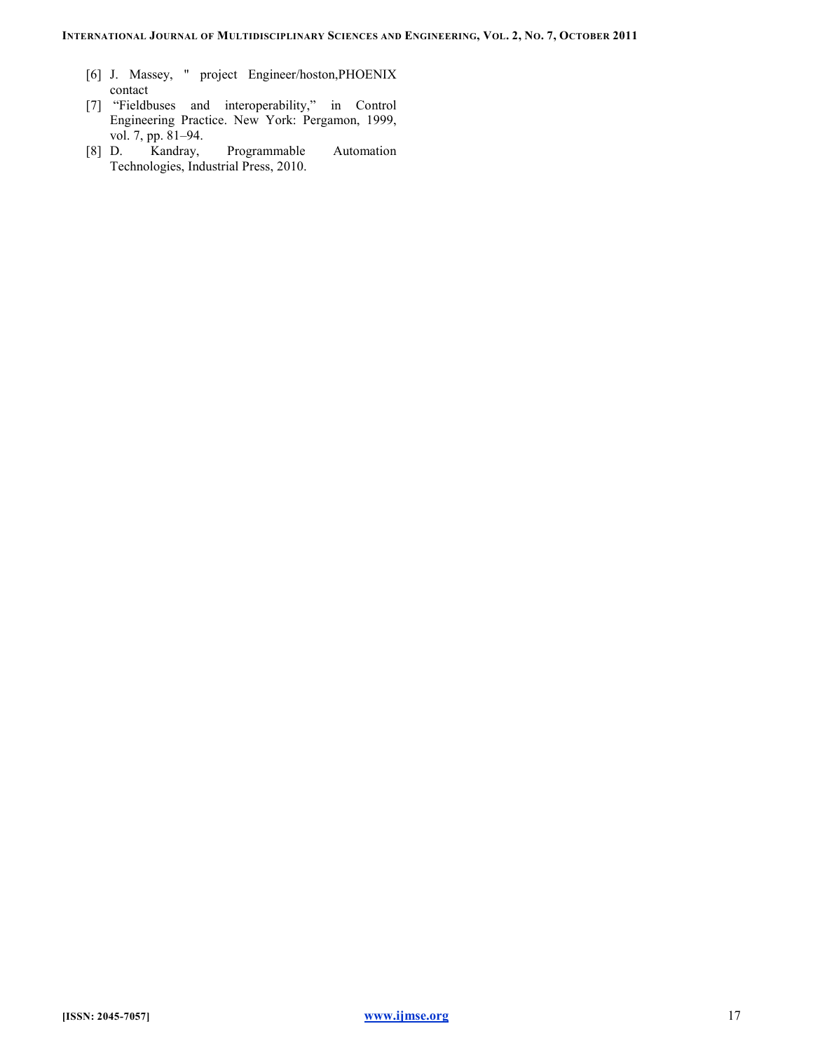[6] J. Massey, " project Engineer/hoston,PHOENIX contact

[7] "Fieldbuses and interoperability," in Control Engineering Practice. New York: Pergamon, 1999, vol. 7, pp. 81–94.

[8] D. Kandray, Programmable Automation Technologies, Industrial Press, 2010.